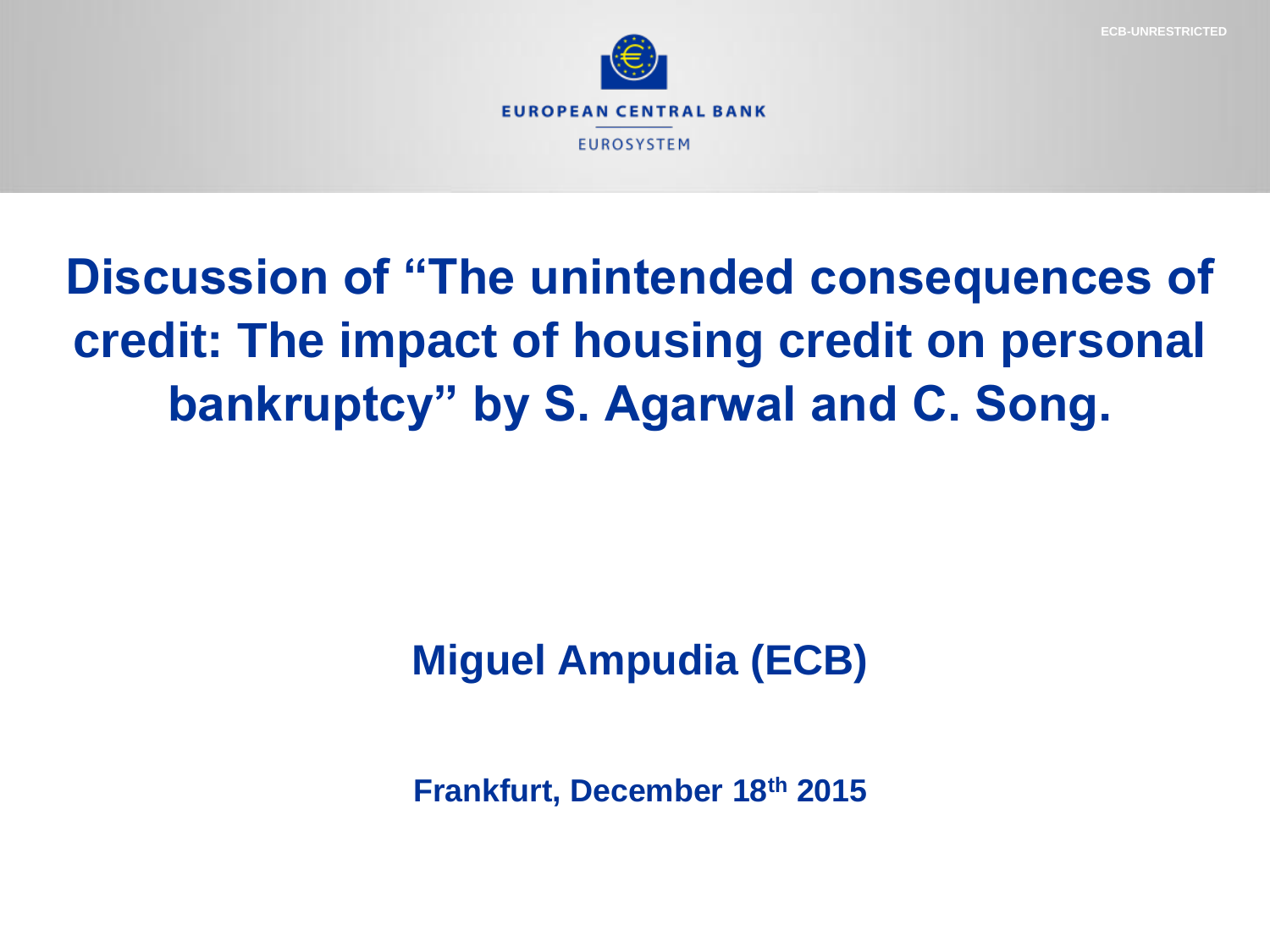# Discussion of "The unintended consequences of credit: The impact of housing credit on personal bankruptcy" by S. Agarwal and C. Song.

**Miguel Ampudia (ECB)**

**Frankfurt, December 18th 2015**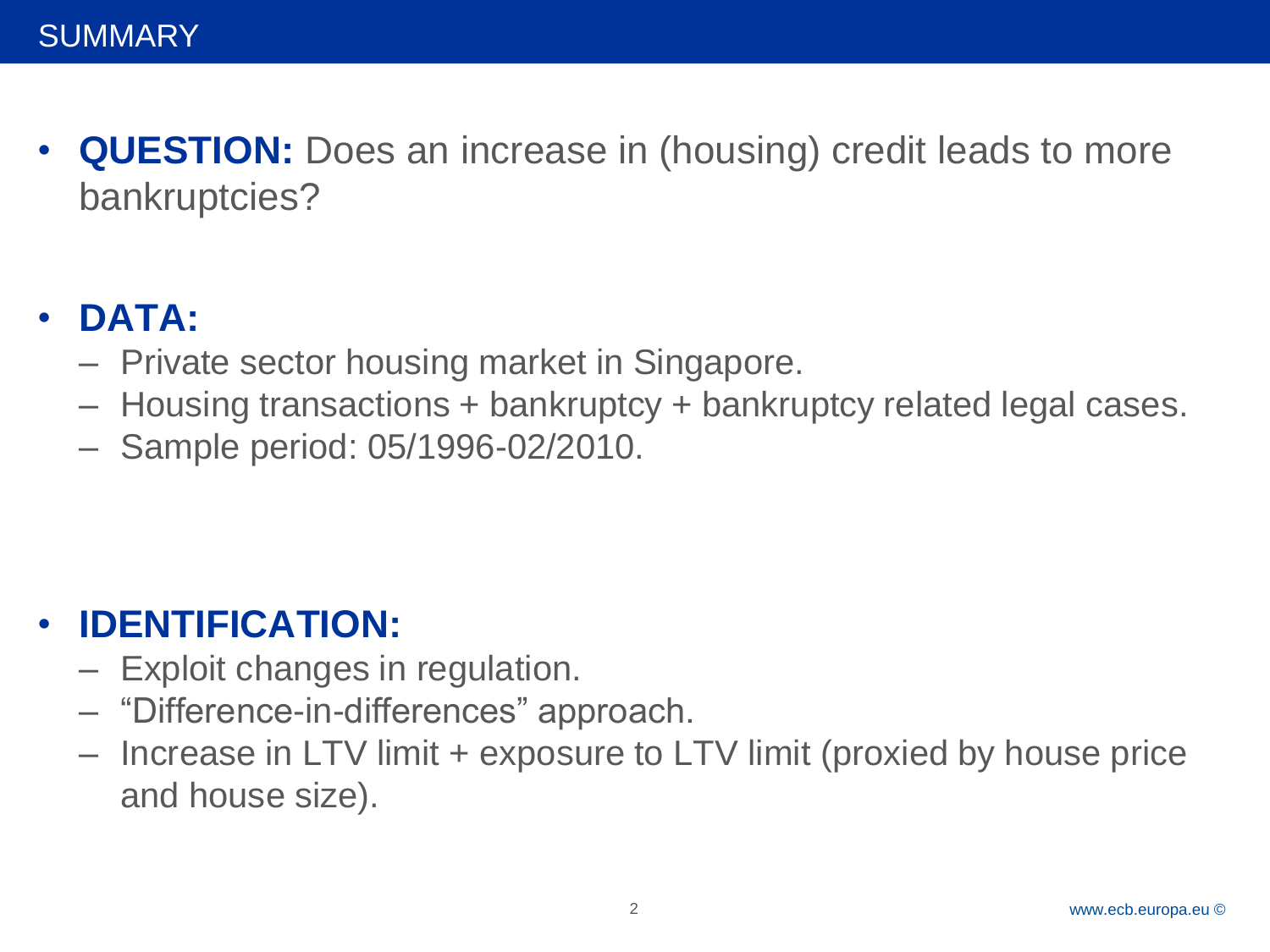# SUMMARY

- **QUESTION:** Does an increase in (housing) credit leads to more bankruptcies?

- **DATA:**
  - Private sector housing market in Singapore.
  - Housing transactions + bankruptcy + bankruptcy related legal cases.
  - Sample period: 05/1996-02/2010.

- **IDENTIFICATION:**
  - Exploit changes in regulation.
  - "Difference-in-differences" approach.
  - Increase in LTV limit + exposure to LTV limit (proxied by house price and house size).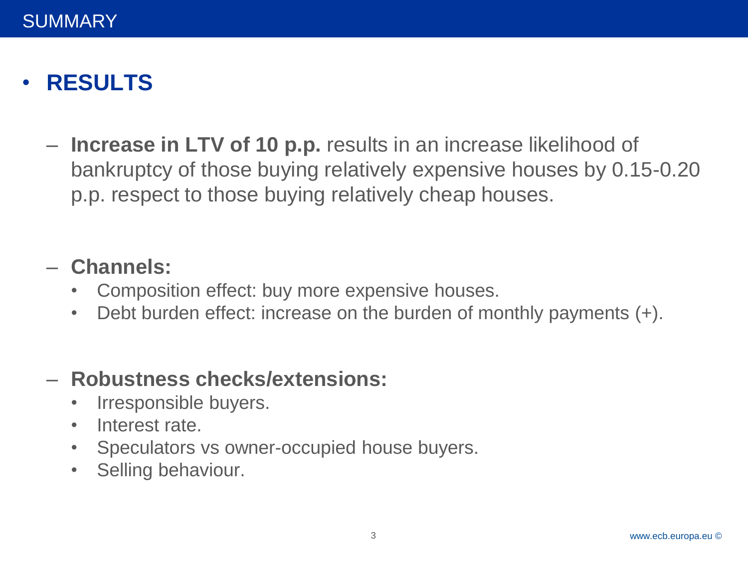# SUMMARY

- **RESULTS**

  - **Increase in LTV of 10 p.p.** results in an increase likelihood of bankruptcy of those buying relatively expensive houses by 0.15-0.20 p.p. respect to those buying relatively cheap houses.

  - **Channels:**
    - Composition effect: buy more expensive houses.
    - Debt burden effect: increase on the burden of monthly payments (+).

  - **Robustness checks/extensions:**
    - Irresponsible buyers.
    - Interest rate.
    - Speculators vs owner-occupied house buyers.
    - Selling behaviour.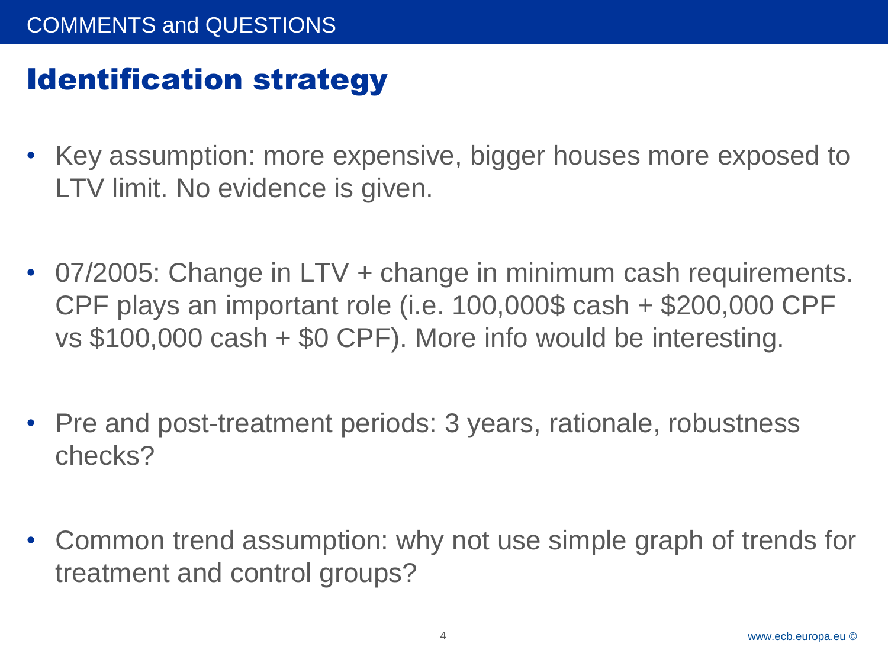# COMMENTS and QUESTIONS

## Identification strategy

- Key assumption: more expensive, bigger houses more exposed to LTV limit. No evidence is given.

- 07/2005: Change in LTV + change in minimum cash requirements. CPF plays an important role (i.e. 100,000$ cash + $200,000 CPF vs $100,000 cash + $0 CPF). More info would be interesting.

- Pre and post-treatment periods: 3 years, rationale, robustness checks?

- Common trend assumption: why not use simple graph of trends for treatment and control groups?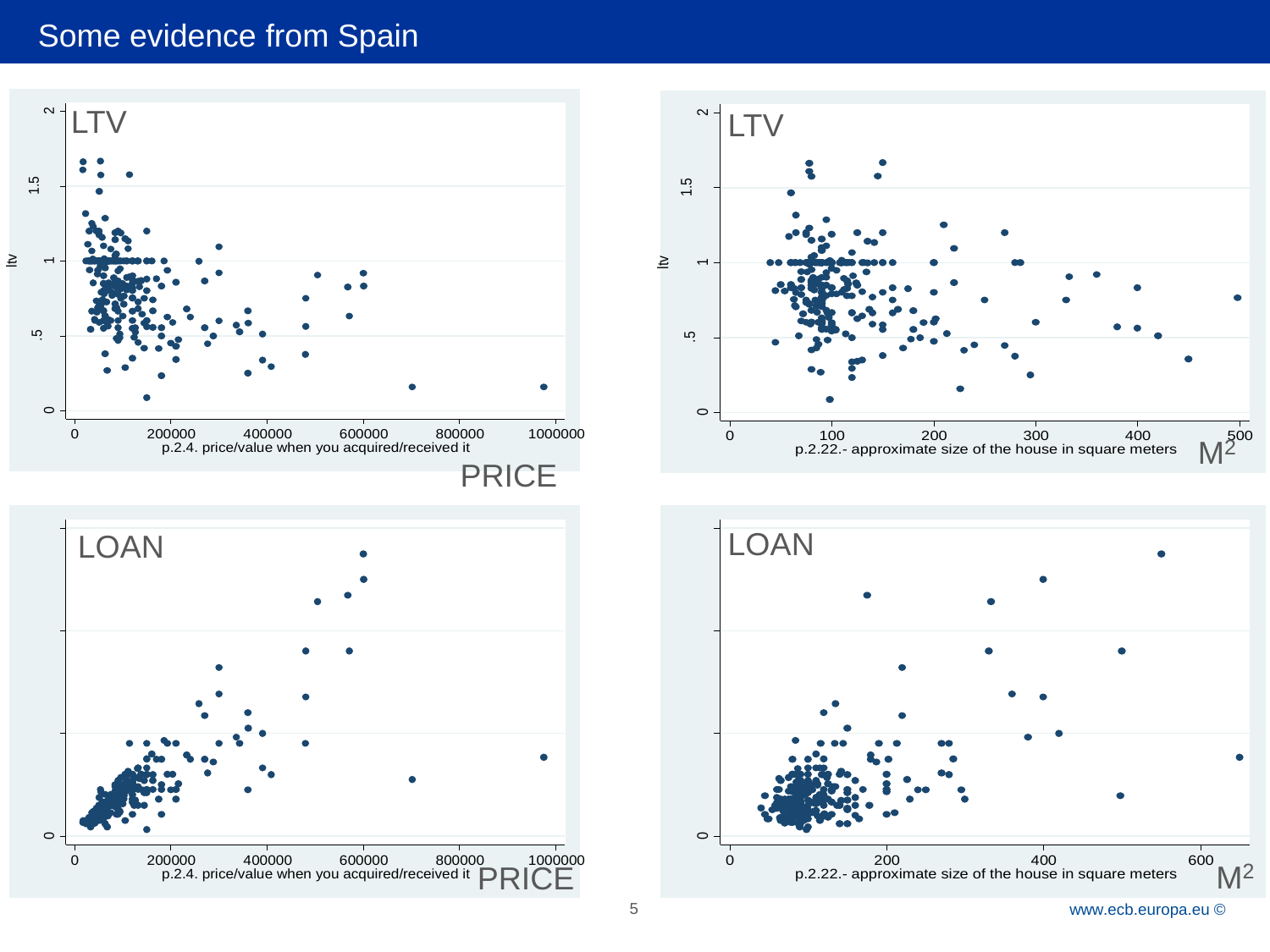# Some evidence from Spain

LTV

ltv

p.2.4. price/value when you acquired/received it

PRICE

LTV

ltv

p.2.22.- approximate size of the house in square meters

$M^2$

LOAN

p.2.4. price/value when you acquired/received it

PRICE

LOAN

p.2.22.- approximate size of the house in square meters

$M^2$

www.ecb.europa.eu ©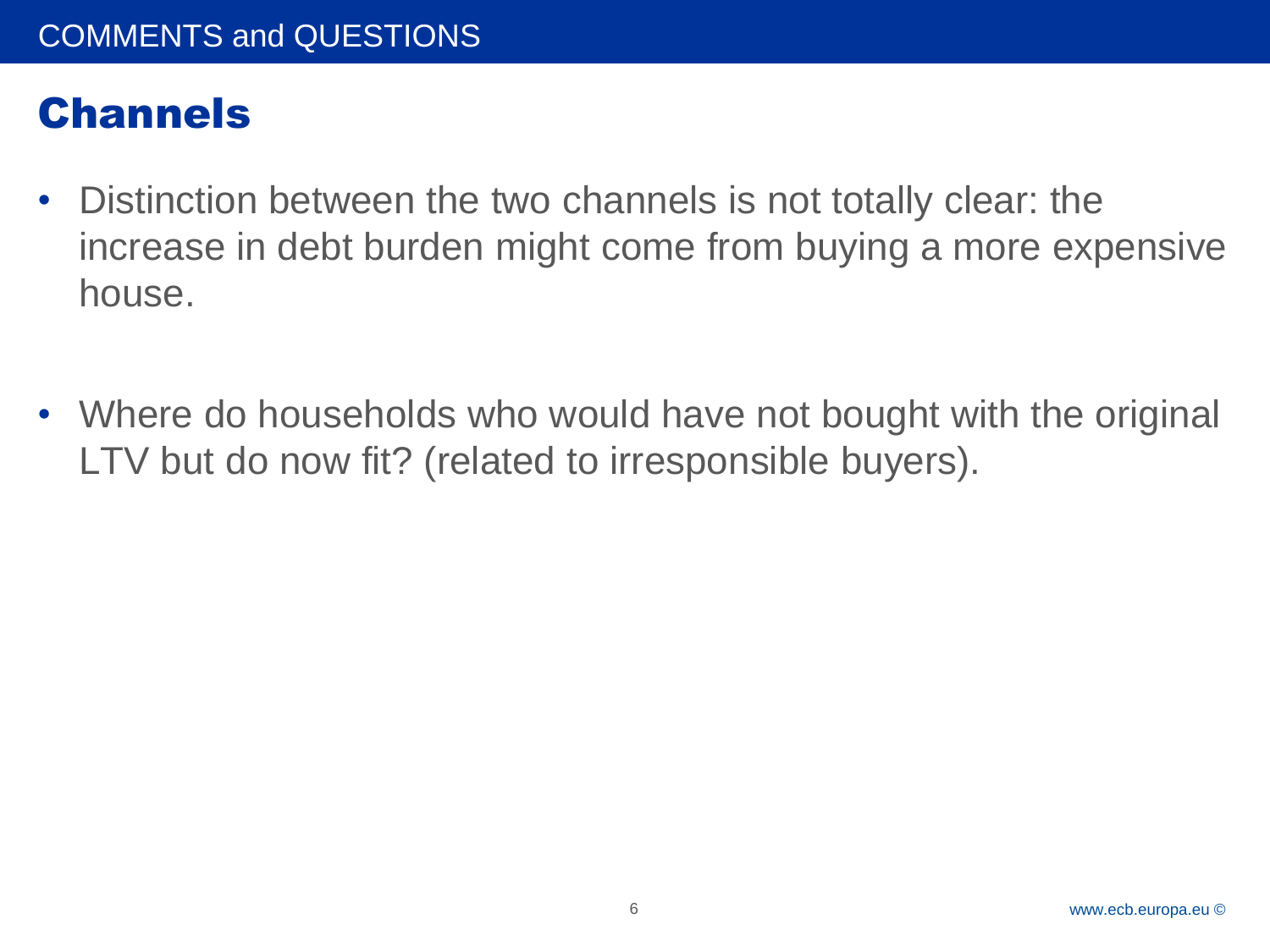COMMENTS and QUESTIONS

# Channels

- Distinction between the two channels is not totally clear: the increase in debt burden might come from buying a more expensive house.

- Where do households who would have not bought with the original LTV but do now fit? (related to irresponsible buyers).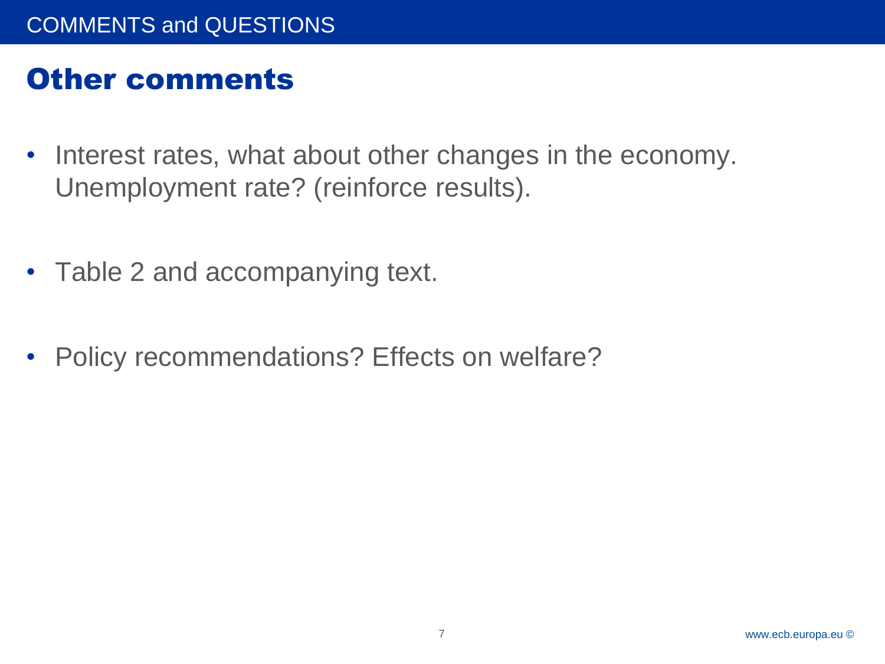COMMENTS and QUESTIONS

# Other comments

- Interest rates, what about other changes in the economy. Unemployment rate? (reinforce results).
- Table 2 and accompanying text.
- Policy recommendations? Effects on welfare?